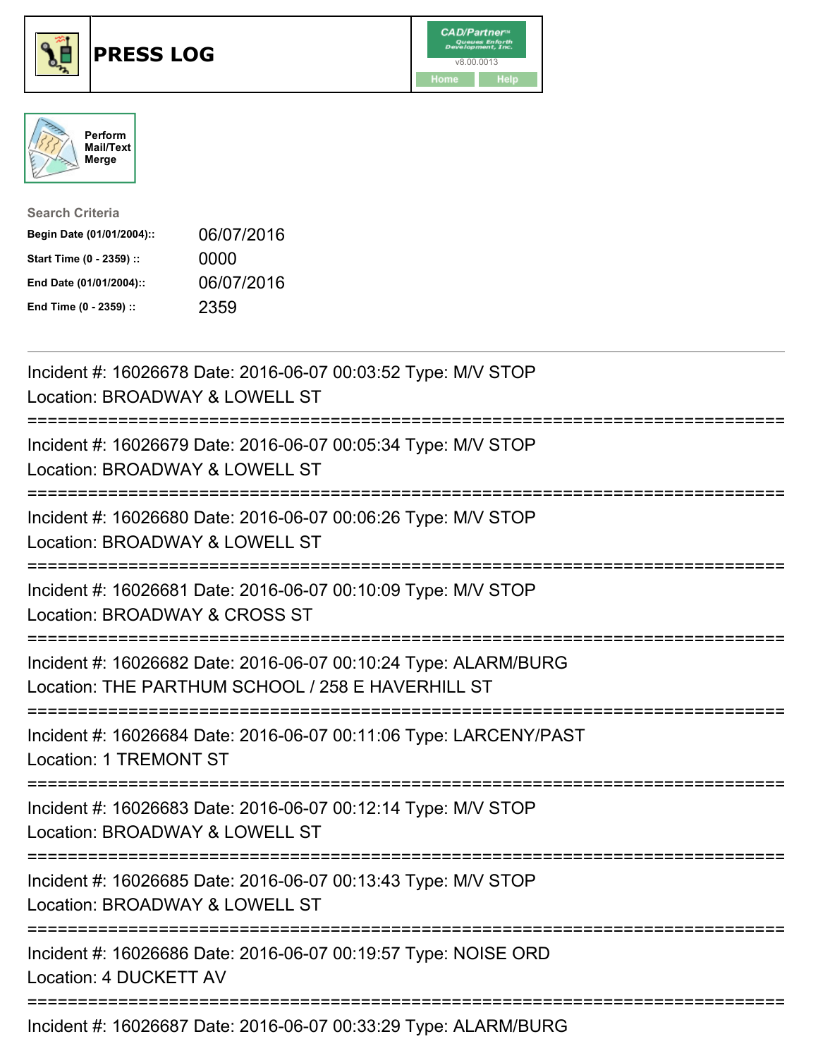# PRESS LOG

CAD/Partner v8.00.0013

Home Help

Perform Mail/Text Merge

**Search Criteria**

| | |
|---|---|
| **Begin Date (01/01/2004)::** | 06/07/2016 |
| **Start Time (0 - 2359) ::** | 0000 |
| **End Date (01/01/2004)::** | 06/07/2016 |
| **End Time (0 - 2359) ::** | 2359 |

---

Incident #: 16026678 Date: 2016-06-07 00:03:52 Type: M/V STOP
Location: BROADWAY & LOWELL ST

===========================================================================

Incident #: 16026679 Date: 2016-06-07 00:05:34 Type: M/V STOP
Location: BROADWAY & LOWELL ST

===========================================================================

Incident #: 16026680 Date: 2016-06-07 00:06:26 Type: M/V STOP
Location: BROADWAY & LOWELL ST

===========================================================================

Incident #: 16026681 Date: 2016-06-07 00:10:09 Type: M/V STOP
Location: BROADWAY & CROSS ST

===========================================================================

Incident #: 16026682 Date: 2016-06-07 00:10:24 Type: ALARM/BURG
Location: THE PARTHUM SCHOOL / 258 E HAVERHILL ST

===========================================================================

Incident #: 16026684 Date: 2016-06-07 00:11:06 Type: LARCENY/PAST
Location: 1 TREMONT ST

===========================================================================

Incident #: 16026683 Date: 2016-06-07 00:12:14 Type: M/V STOP
Location: BROADWAY & LOWELL ST

===========================================================================

Incident #: 16026685 Date: 2016-06-07 00:13:43 Type: M/V STOP
Location: BROADWAY & LOWELL ST

===========================================================================

Incident #: 16026686 Date: 2016-06-07 00:19:57 Type: NOISE ORD
Location: 4 DUCKETT AV

===========================================================================

Incident #: 16026687 Date: 2016-06-07 00:33:29 Type: ALARM/BURG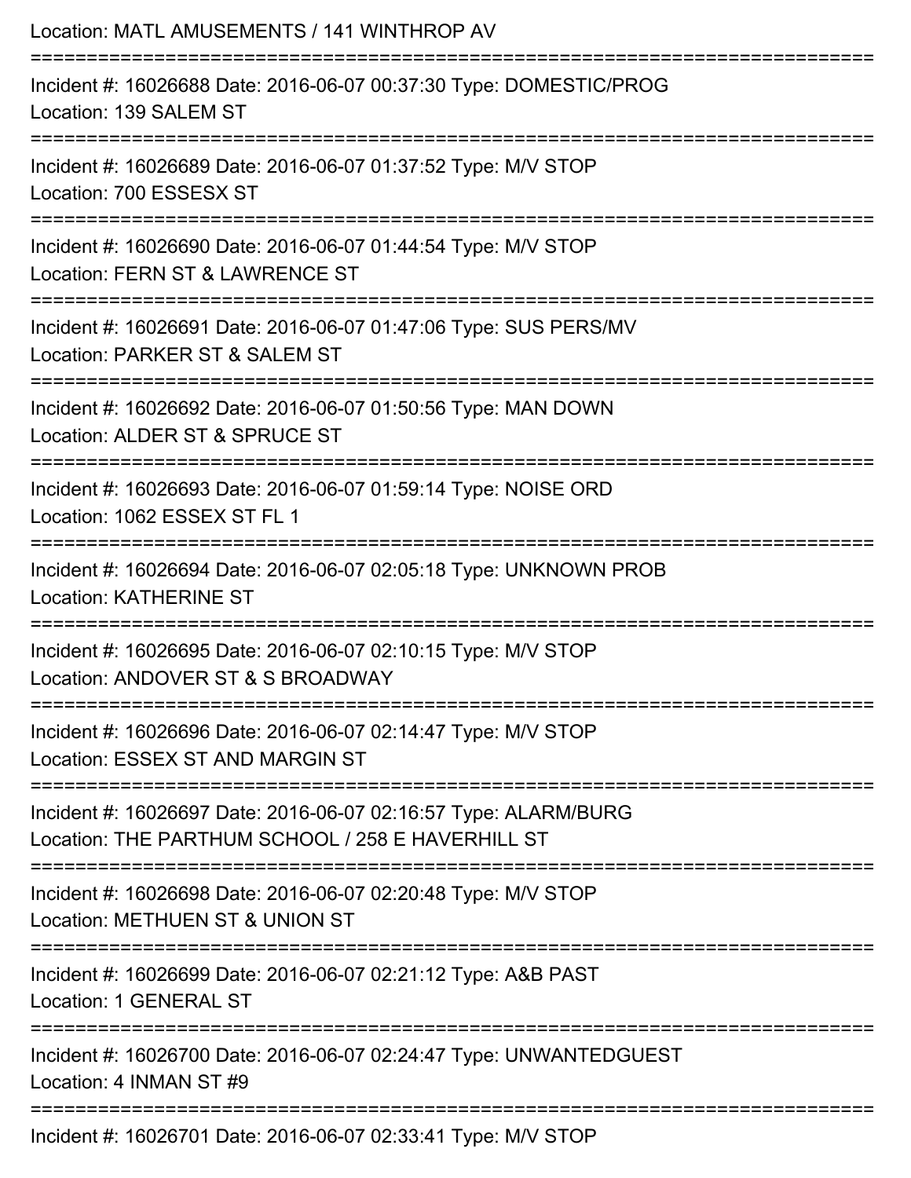Location: MATL AMUSEMENTS / 141 WINTHROP AV

===========================================================================

Incident #: 16026688 Date: 2016-06-07 00:37:30 Type: DOMESTIC/PROG
Location: 139 SALEM ST

===========================================================================

Incident #: 16026689 Date: 2016-06-07 01:37:52 Type: M/V STOP
Location: 700 ESSESX ST

===========================================================================

Incident #: 16026690 Date: 2016-06-07 01:44:54 Type: M/V STOP
Location: FERN ST & LAWRENCE ST

===========================================================================

Incident #: 16026691 Date: 2016-06-07 01:47:06 Type: SUS PERS/MV
Location: PARKER ST & SALEM ST

===========================================================================

Incident #: 16026692 Date: 2016-06-07 01:50:56 Type: MAN DOWN
Location: ALDER ST & SPRUCE ST

===========================================================================

Incident #: 16026693 Date: 2016-06-07 01:59:14 Type: NOISE ORD
Location: 1062 ESSEX ST FL 1

===========================================================================

Incident #: 16026694 Date: 2016-06-07 02:05:18 Type: UNKNOWN PROB
Location: KATHERINE ST

===========================================================================

Incident #: 16026695 Date: 2016-06-07 02:10:15 Type: M/V STOP
Location: ANDOVER ST & S BROADWAY

===========================================================================

Incident #: 16026696 Date: 2016-06-07 02:14:47 Type: M/V STOP
Location: ESSEX ST AND MARGIN ST

===========================================================================

Incident #: 16026697 Date: 2016-06-07 02:16:57 Type: ALARM/BURG
Location: THE PARTHUM SCHOOL / 258 E HAVERHILL ST

===========================================================================

Incident #: 16026698 Date: 2016-06-07 02:20:48 Type: M/V STOP
Location: METHUEN ST & UNION ST

===========================================================================

Incident #: 16026699 Date: 2016-06-07 02:21:12 Type: A&B PAST
Location: 1 GENERAL ST

===========================================================================

Incident #: 16026700 Date: 2016-06-07 02:24:47 Type: UNWANTEDGUEST
Location: 4 INMAN ST #9

===========================================================================

Incident #: 16026701 Date: 2016-06-07 02:33:41 Type: M/V STOP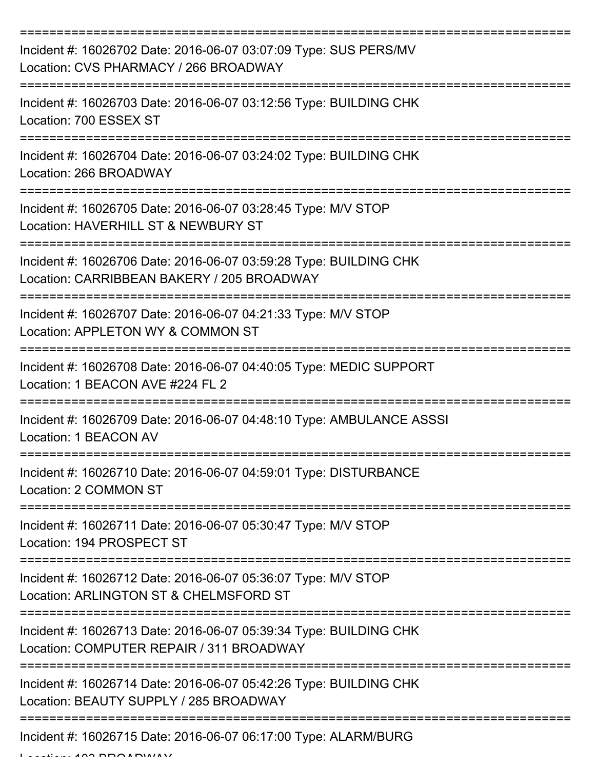===========================================================================
Incident #: 16026702 Date: 2016-06-07 03:07:09 Type: SUS PERS/MV
Location: CVS PHARMACY / 266 BROADWAY
===========================================================================
Incident #: 16026703 Date: 2016-06-07 03:12:56 Type: BUILDING CHK
Location: 700 ESSEX ST
===========================================================================
Incident #: 16026704 Date: 2016-06-07 03:24:02 Type: BUILDING CHK
Location: 266 BROADWAY
===========================================================================
Incident #: 16026705 Date: 2016-06-07 03:28:45 Type: M/V STOP
Location: HAVERHILL ST & NEWBURY ST
===========================================================================
Incident #: 16026706 Date: 2016-06-07 03:59:28 Type: BUILDING CHK
Location: CARRIBBEAN BAKERY / 205 BROADWAY
===========================================================================
Incident #: 16026707 Date: 2016-06-07 04:21:33 Type: M/V STOP
Location: APPLETON WY & COMMON ST
===========================================================================
Incident #: 16026708 Date: 2016-06-07 04:40:05 Type: MEDIC SUPPORT
Location: 1 BEACON AVE #224 FL 2
===========================================================================
Incident #: 16026709 Date: 2016-06-07 04:48:10 Type: AMBULANCE ASSSI
Location: 1 BEACON AV
===========================================================================
Incident #: 16026710 Date: 2016-06-07 04:59:01 Type: DISTURBANCE
Location: 2 COMMON ST
===========================================================================
Incident #: 16026711 Date: 2016-06-07 05:30:47 Type: M/V STOP
Location: 194 PROSPECT ST
===========================================================================
Incident #: 16026712 Date: 2016-06-07 05:36:07 Type: M/V STOP
Location: ARLINGTON ST & CHELMSFORD ST
===========================================================================
Incident #: 16026713 Date: 2016-06-07 05:39:34 Type: BUILDING CHK
Location: COMPUTER REPAIR / 311 BROADWAY
===========================================================================
Incident #: 16026714 Date: 2016-06-07 05:42:26 Type: BUILDING CHK
Location: BEAUTY SUPPLY / 285 BROADWAY
===========================================================================
Incident #: 16026715 Date: 2016-06-07 06:17:00 Type: ALARM/BURG
Location: 193 BROADWAY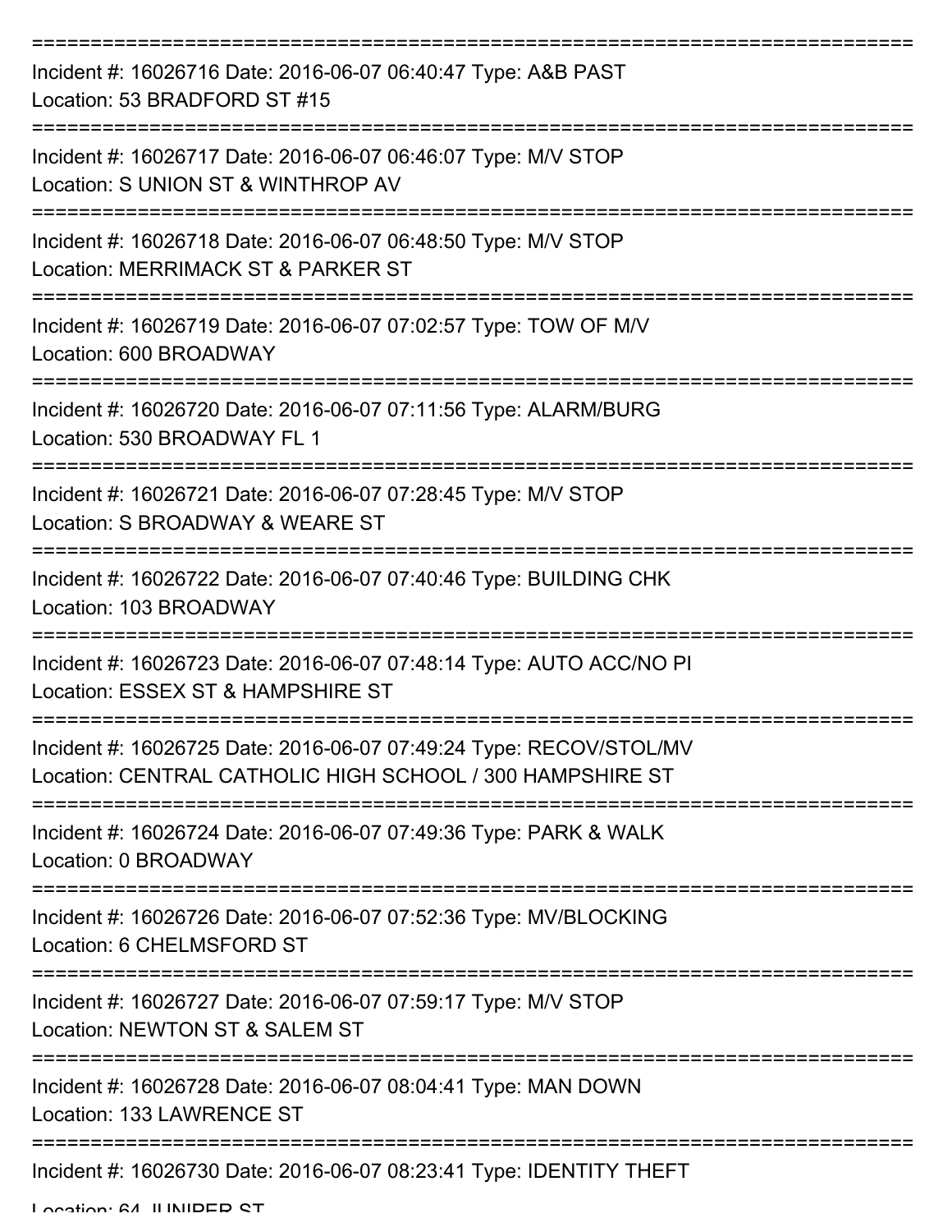Incident #: 16026716 Date: 2016-06-07 06:40:47 Type: A&B PAST
Location: 53 BRADFORD ST #15

---

Incident #: 16026717 Date: 2016-06-07 06:46:07 Type: M/V STOP
Location: S UNION ST & WINTHROP AV

---

Incident #: 16026718 Date: 2016-06-07 06:48:50 Type: M/V STOP
Location: MERRIMACK ST & PARKER ST

---

Incident #: 16026719 Date: 2016-06-07 07:02:57 Type: TOW OF M/V
Location: 600 BROADWAY

---

Incident #: 16026720 Date: 2016-06-07 07:11:56 Type: ALARM/BURG
Location: 530 BROADWAY FL 1

---

Incident #: 16026721 Date: 2016-06-07 07:28:45 Type: M/V STOP
Location: S BROADWAY & WEARE ST

---

Incident #: 16026722 Date: 2016-06-07 07:40:46 Type: BUILDING CHK
Location: 103 BROADWAY

---

Incident #: 16026723 Date: 2016-06-07 07:48:14 Type: AUTO ACC/NO PI
Location: ESSEX ST & HAMPSHIRE ST

---

Incident #: 16026725 Date: 2016-06-07 07:49:24 Type: RECOV/STOL/MV
Location: CENTRAL CATHOLIC HIGH SCHOOL / 300 HAMPSHIRE ST

---

Incident #: 16026724 Date: 2016-06-07 07:49:36 Type: PARK & WALK
Location: 0 BROADWAY

---

Incident #: 16026726 Date: 2016-06-07 07:52:36 Type: MV/BLOCKING
Location: 6 CHELMSFORD ST

---

Incident #: 16026727 Date: 2016-06-07 07:59:17 Type: M/V STOP
Location: NEWTON ST & SALEM ST

---

Incident #: 16026728 Date: 2016-06-07 08:04:41 Type: MAN DOWN
Location: 133 LAWRENCE ST

---

Incident #: 16026730 Date: 2016-06-07 08:23:41 Type: IDENTITY THEFT
Location: 64 JUNIPER ST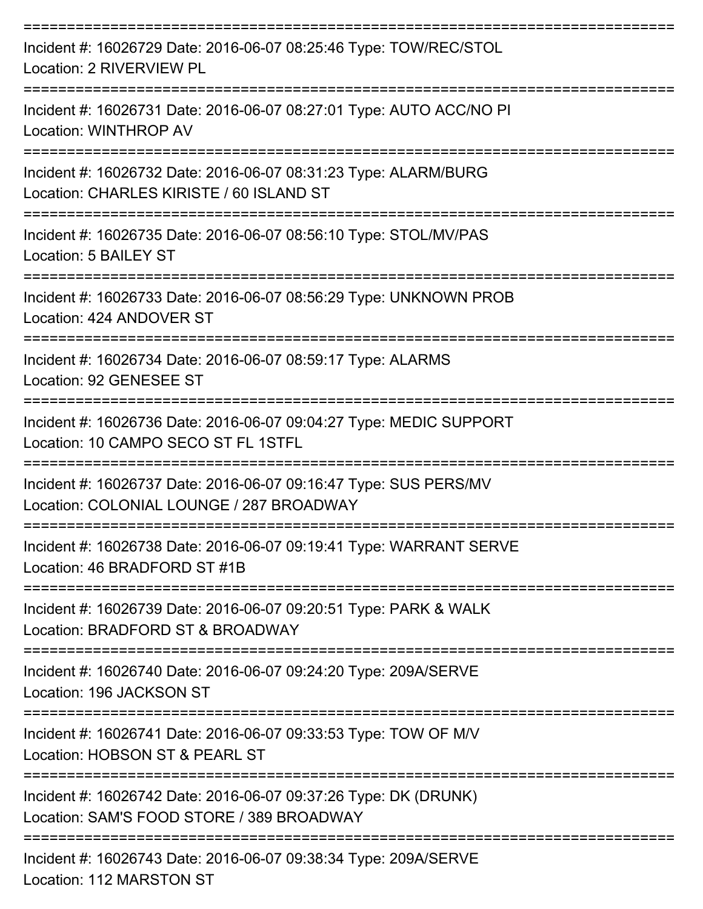===========================================================================

Incident #: 16026729 Date: 2016-06-07 08:25:46 Type: TOW/REC/STOL
Location: 2 RIVERVIEW PL

===========================================================================

Incident #: 16026731 Date: 2016-06-07 08:27:01 Type: AUTO ACC/NO PI
Location: WINTHROP AV

===========================================================================

Incident #: 16026732 Date: 2016-06-07 08:31:23 Type: ALARM/BURG
Location: CHARLES KIRISTE / 60 ISLAND ST

===========================================================================

Incident #: 16026735 Date: 2016-06-07 08:56:10 Type: STOL/MV/PAS
Location: 5 BAILEY ST

===========================================================================

Incident #: 16026733 Date: 2016-06-07 08:56:29 Type: UNKNOWN PROB
Location: 424 ANDOVER ST

===========================================================================

Incident #: 16026734 Date: 2016-06-07 08:59:17 Type: ALARMS
Location: 92 GENESEE ST

===========================================================================

Incident #: 16026736 Date: 2016-06-07 09:04:27 Type: MEDIC SUPPORT
Location: 10 CAMPO SECO ST FL 1STFL

===========================================================================

Incident #: 16026737 Date: 2016-06-07 09:16:47 Type: SUS PERS/MV
Location: COLONIAL LOUNGE / 287 BROADWAY

===========================================================================

Incident #: 16026738 Date: 2016-06-07 09:19:41 Type: WARRANT SERVE
Location: 46 BRADFORD ST #1B

===========================================================================

Incident #: 16026739 Date: 2016-06-07 09:20:51 Type: PARK & WALK
Location: BRADFORD ST & BROADWAY

===========================================================================

Incident #: 16026740 Date: 2016-06-07 09:24:20 Type: 209A/SERVE
Location: 196 JACKSON ST

===========================================================================

Incident #: 16026741 Date: 2016-06-07 09:33:53 Type: TOW OF M/V
Location: HOBSON ST & PEARL ST

===========================================================================

Incident #: 16026742 Date: 2016-06-07 09:37:26 Type: DK (DRUNK)
Location: SAM'S FOOD STORE / 389 BROADWAY

===========================================================================

Incident #: 16026743 Date: 2016-06-07 09:38:34 Type: 209A/SERVE
Location: 112 MARSTON ST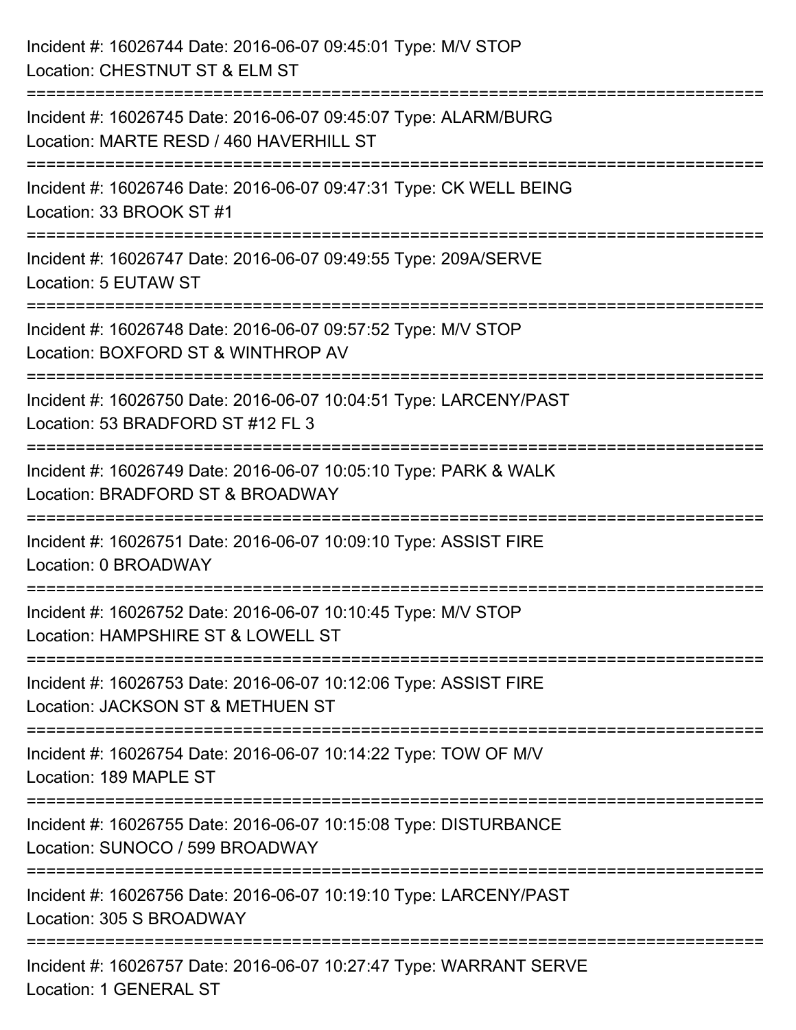Incident #: 16026744 Date: 2016-06-07 09:45:01 Type: M/V STOP
Location: CHESTNUT ST & ELM ST

===========================================================================

Incident #: 16026745 Date: 2016-06-07 09:45:07 Type: ALARM/BURG
Location: MARTE RESD / 460 HAVERHILL ST

===========================================================================

Incident #: 16026746 Date: 2016-06-07 09:47:31 Type: CK WELL BEING
Location: 33 BROOK ST #1

===========================================================================

Incident #: 16026747 Date: 2016-06-07 09:49:55 Type: 209A/SERVE
Location: 5 EUTAW ST

===========================================================================

Incident #: 16026748 Date: 2016-06-07 09:57:52 Type: M/V STOP
Location: BOXFORD ST & WINTHROP AV

===========================================================================

Incident #: 16026750 Date: 2016-06-07 10:04:51 Type: LARCENY/PAST
Location: 53 BRADFORD ST #12 FL 3

===========================================================================

Incident #: 16026749 Date: 2016-06-07 10:05:10 Type: PARK & WALK
Location: BRADFORD ST & BROADWAY

===========================================================================

Incident #: 16026751 Date: 2016-06-07 10:09:10 Type: ASSIST FIRE
Location: 0 BROADWAY

===========================================================================

Incident #: 16026752 Date: 2016-06-07 10:10:45 Type: M/V STOP
Location: HAMPSHIRE ST & LOWELL ST

===========================================================================

Incident #: 16026753 Date: 2016-06-07 10:12:06 Type: ASSIST FIRE
Location: JACKSON ST & METHUEN ST

===========================================================================

Incident #: 16026754 Date: 2016-06-07 10:14:22 Type: TOW OF M/V
Location: 189 MAPLE ST

===========================================================================

Incident #: 16026755 Date: 2016-06-07 10:15:08 Type: DISTURBANCE
Location: SUNOCO / 599 BROADWAY

===========================================================================

Incident #: 16026756 Date: 2016-06-07 10:19:10 Type: LARCENY/PAST
Location: 305 S BROADWAY

===========================================================================

Incident #: 16026757 Date: 2016-06-07 10:27:47 Type: WARRANT SERVE
Location: 1 GENERAL ST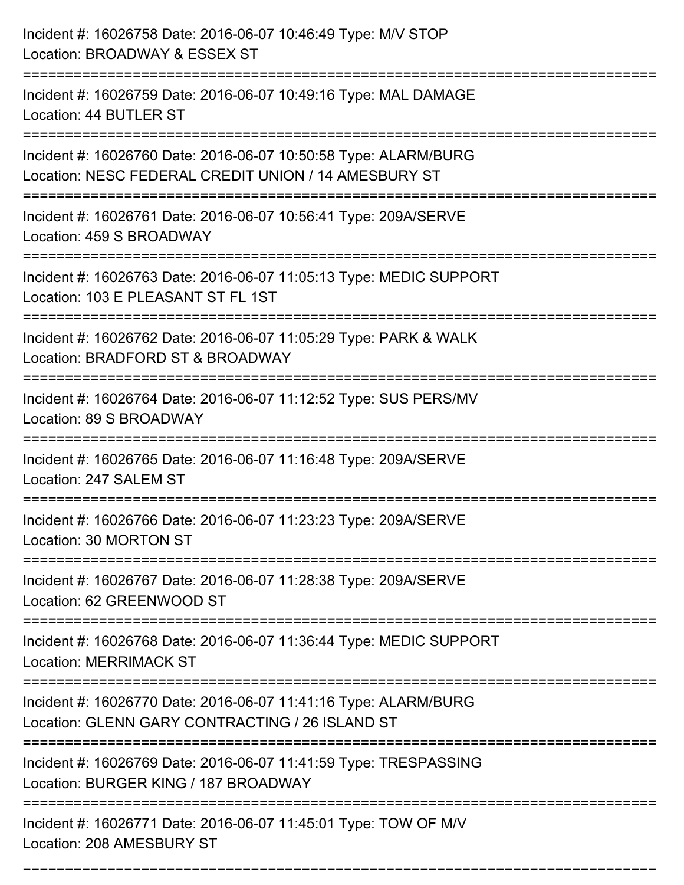Incident #: 16026758 Date: 2016-06-07 10:46:49 Type: M/V STOP
Location: BROADWAY & ESSEX ST

===========================================================================

Incident #: 16026759 Date: 2016-06-07 10:49:16 Type: MAL DAMAGE
Location: 44 BUTLER ST

===========================================================================

Incident #: 16026760 Date: 2016-06-07 10:50:58 Type: ALARM/BURG
Location: NESC FEDERAL CREDIT UNION / 14 AMESBURY ST

===========================================================================

Incident #: 16026761 Date: 2016-06-07 10:56:41 Type: 209A/SERVE
Location: 459 S BROADWAY

===========================================================================

Incident #: 16026763 Date: 2016-06-07 11:05:13 Type: MEDIC SUPPORT
Location: 103 E PLEASANT ST FL 1ST

===========================================================================

Incident #: 16026762 Date: 2016-06-07 11:05:29 Type: PARK & WALK
Location: BRADFORD ST & BROADWAY

===========================================================================

Incident #: 16026764 Date: 2016-06-07 11:12:52 Type: SUS PERS/MV
Location: 89 S BROADWAY

===========================================================================

Incident #: 16026765 Date: 2016-06-07 11:16:48 Type: 209A/SERVE
Location: 247 SALEM ST

===========================================================================

Incident #: 16026766 Date: 2016-06-07 11:23:23 Type: 209A/SERVE
Location: 30 MORTON ST

===========================================================================

Incident #: 16026767 Date: 2016-06-07 11:28:38 Type: 209A/SERVE
Location: 62 GREENWOOD ST

===========================================================================

Incident #: 16026768 Date: 2016-06-07 11:36:44 Type: MEDIC SUPPORT
Location: MERRIMACK ST

===========================================================================

Incident #: 16026770 Date: 2016-06-07 11:41:16 Type: ALARM/BURG
Location: GLENN GARY CONTRACTING / 26 ISLAND ST

===========================================================================

Incident #: 16026769 Date: 2016-06-07 11:41:59 Type: TRESPASSING
Location: BURGER KING / 187 BROADWAY

===========================================================================

Incident #: 16026771 Date: 2016-06-07 11:45:01 Type: TOW OF M/V
Location: 208 AMESBURY ST

===========================================================================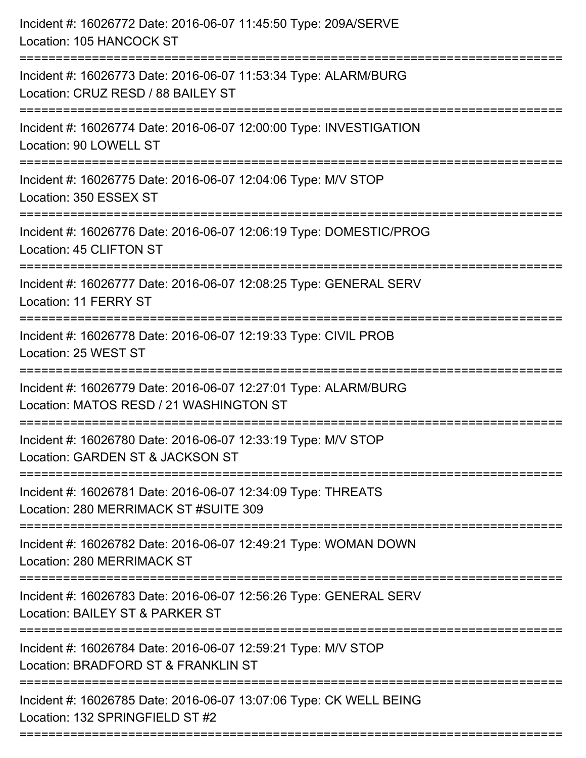Incident #: 16026772 Date: 2016-06-07 11:45:50 Type: 209A/SERVE
Location: 105 HANCOCK ST

===========================================================================

Incident #: 16026773 Date: 2016-06-07 11:53:34 Type: ALARM/BURG
Location: CRUZ RESD / 88 BAILEY ST

===========================================================================

Incident #: 16026774 Date: 2016-06-07 12:00:00 Type: INVESTIGATION
Location: 90 LOWELL ST

===========================================================================

Incident #: 16026775 Date: 2016-06-07 12:04:06 Type: M/V STOP
Location: 350 ESSEX ST

===========================================================================

Incident #: 16026776 Date: 2016-06-07 12:06:19 Type: DOMESTIC/PROG
Location: 45 CLIFTON ST

===========================================================================

Incident #: 16026777 Date: 2016-06-07 12:08:25 Type: GENERAL SERV
Location: 11 FERRY ST

===========================================================================

Incident #: 16026778 Date: 2016-06-07 12:19:33 Type: CIVIL PROB
Location: 25 WEST ST

===========================================================================

Incident #: 16026779 Date: 2016-06-07 12:27:01 Type: ALARM/BURG
Location: MATOS RESD / 21 WASHINGTON ST

===========================================================================

Incident #: 16026780 Date: 2016-06-07 12:33:19 Type: M/V STOP
Location: GARDEN ST & JACKSON ST

===========================================================================

Incident #: 16026781 Date: 2016-06-07 12:34:09 Type: THREATS
Location: 280 MERRIMACK ST #SUITE 309

===========================================================================

Incident #: 16026782 Date: 2016-06-07 12:49:21 Type: WOMAN DOWN
Location: 280 MERRIMACK ST

===========================================================================

Incident #: 16026783 Date: 2016-06-07 12:56:26 Type: GENERAL SERV
Location: BAILEY ST & PARKER ST

===========================================================================

Incident #: 16026784 Date: 2016-06-07 12:59:21 Type: M/V STOP
Location: BRADFORD ST & FRANKLIN ST

===========================================================================

Incident #: 16026785 Date: 2016-06-07 13:07:06 Type: CK WELL BEING
Location: 132 SPRINGFIELD ST #2

===========================================================================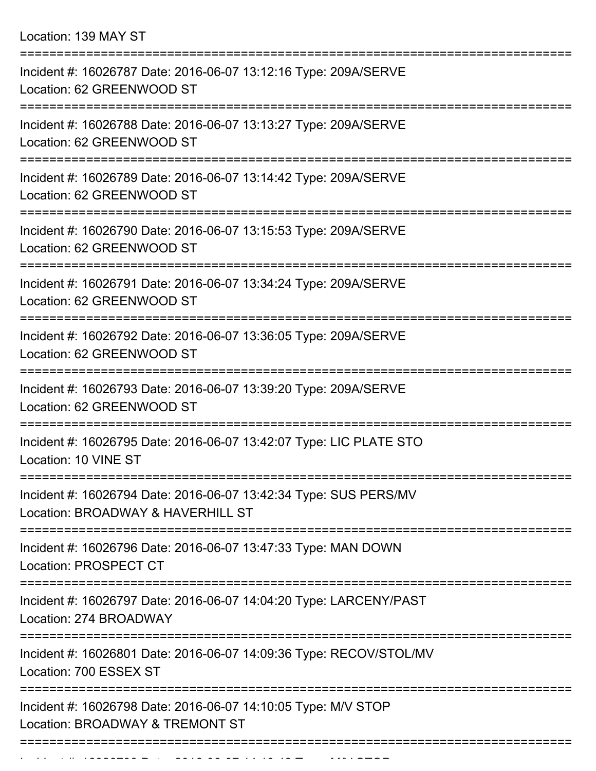Location: 139 MAY ST

===========================================================================

Incident #: 16026787 Date: 2016-06-07 13:12:16 Type: 209A/SERVE
Location: 62 GREENWOOD ST

===========================================================================

Incident #: 16026788 Date: 2016-06-07 13:13:27 Type: 209A/SERVE
Location: 62 GREENWOOD ST

===========================================================================

Incident #: 16026789 Date: 2016-06-07 13:14:42 Type: 209A/SERVE
Location: 62 GREENWOOD ST

===========================================================================

Incident #: 16026790 Date: 2016-06-07 13:15:53 Type: 209A/SERVE
Location: 62 GREENWOOD ST

===========================================================================

Incident #: 16026791 Date: 2016-06-07 13:34:24 Type: 209A/SERVE
Location: 62 GREENWOOD ST

===========================================================================

Incident #: 16026792 Date: 2016-06-07 13:36:05 Type: 209A/SERVE
Location: 62 GREENWOOD ST

===========================================================================

Incident #: 16026793 Date: 2016-06-07 13:39:20 Type: 209A/SERVE
Location: 62 GREENWOOD ST

===========================================================================

Incident #: 16026795 Date: 2016-06-07 13:42:07 Type: LIC PLATE STO
Location: 10 VINE ST

===========================================================================

Incident #: 16026794 Date: 2016-06-07 13:42:34 Type: SUS PERS/MV
Location: BROADWAY & HAVERHILL ST

===========================================================================

Incident #: 16026796 Date: 2016-06-07 13:47:33 Type: MAN DOWN
Location: PROSPECT CT

===========================================================================

Incident #: 16026797 Date: 2016-06-07 14:04:20 Type: LARCENY/PAST
Location: 274 BROADWAY

===========================================================================

Incident #: 16026801 Date: 2016-06-07 14:09:36 Type: RECOV/STOL/MV
Location: 700 ESSEX ST

===========================================================================

Incident #: 16026798 Date: 2016-06-07 14:10:05 Type: M/V STOP
Location: BROADWAY & TREMONT ST

===========================================================================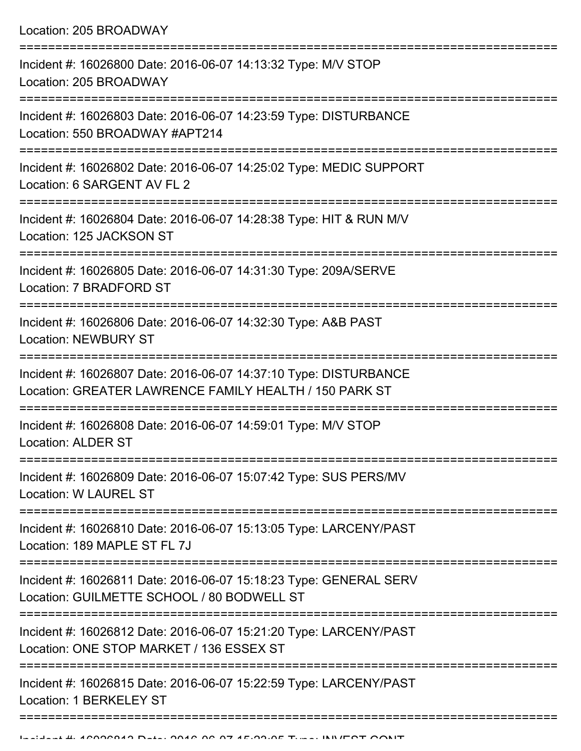Location: 205 BROADWAY

===========================================================================

Incident #: 16026800 Date: 2016-06-07 14:13:32 Type: M/V STOP
Location: 205 BROADWAY

===========================================================================

Incident #: 16026803 Date: 2016-06-07 14:23:59 Type: DISTURBANCE
Location: 550 BROADWAY #APT214

===========================================================================

Incident #: 16026802 Date: 2016-06-07 14:25:02 Type: MEDIC SUPPORT
Location: 6 SARGENT AV FL 2

===========================================================================

Incident #: 16026804 Date: 2016-06-07 14:28:38 Type: HIT & RUN M/V
Location: 125 JACKSON ST

===========================================================================

Incident #: 16026805 Date: 2016-06-07 14:31:30 Type: 209A/SERVE
Location: 7 BRADFORD ST

===========================================================================

Incident #: 16026806 Date: 2016-06-07 14:32:30 Type: A&B PAST
Location: NEWBURY ST

===========================================================================

Incident #: 16026807 Date: 2016-06-07 14:37:10 Type: DISTURBANCE
Location: GREATER LAWRENCE FAMILY HEALTH / 150 PARK ST

===========================================================================

Incident #: 16026808 Date: 2016-06-07 14:59:01 Type: M/V STOP
Location: ALDER ST

===========================================================================

Incident #: 16026809 Date: 2016-06-07 15:07:42 Type: SUS PERS/MV
Location: W LAUREL ST

===========================================================================

Incident #: 16026810 Date: 2016-06-07 15:13:05 Type: LARCENY/PAST
Location: 189 MAPLE ST FL 7J

===========================================================================

Incident #: 16026811 Date: 2016-06-07 15:18:23 Type: GENERAL SERV
Location: GUILMETTE SCHOOL / 80 BODWELL ST

===========================================================================

Incident #: 16026812 Date: 2016-06-07 15:21:20 Type: LARCENY/PAST
Location: ONE STOP MARKET / 136 ESSEX ST

===========================================================================

Incident #: 16026815 Date: 2016-06-07 15:22:59 Type: LARCENY/PAST
Location: 1 BERKELEY ST

===========================================================================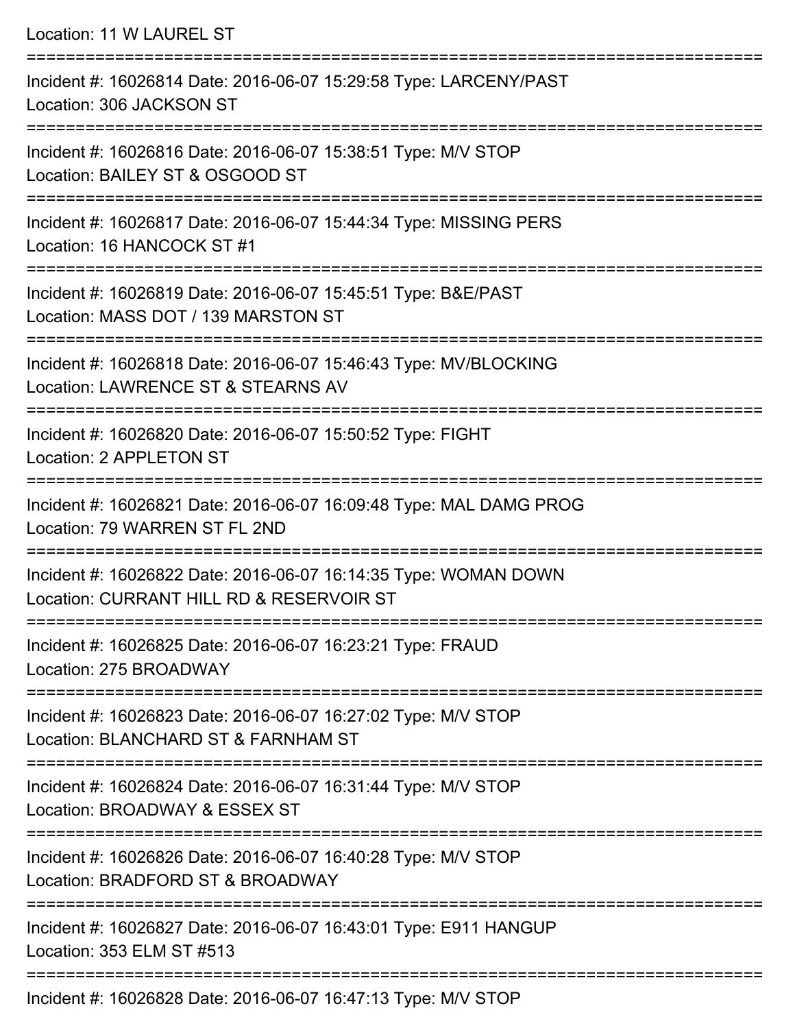Location: 11 W LAUREL ST

===========================================================================

Incident #: 16026814 Date: 2016-06-07 15:29:58 Type: LARCENY/PAST
Location: 306 JACKSON ST

===========================================================================

Incident #: 16026816 Date: 2016-06-07 15:38:51 Type: M/V STOP
Location: BAILEY ST & OSGOOD ST

===========================================================================

Incident #: 16026817 Date: 2016-06-07 15:44:34 Type: MISSING PERS
Location: 16 HANCOCK ST #1

===========================================================================

Incident #: 16026819 Date: 2016-06-07 15:45:51 Type: B&E/PAST
Location: MASS DOT / 139 MARSTON ST

===========================================================================

Incident #: 16026818 Date: 2016-06-07 15:46:43 Type: MV/BLOCKING
Location: LAWRENCE ST & STEARNS AV

===========================================================================

Incident #: 16026820 Date: 2016-06-07 15:50:52 Type: FIGHT
Location: 2 APPLETON ST

===========================================================================

Incident #: 16026821 Date: 2016-06-07 16:09:48 Type: MAL DAMG PROG
Location: 79 WARREN ST FL 2ND

===========================================================================

Incident #: 16026822 Date: 2016-06-07 16:14:35 Type: WOMAN DOWN
Location: CURRANT HILL RD & RESERVOIR ST

===========================================================================

Incident #: 16026825 Date: 2016-06-07 16:23:21 Type: FRAUD
Location: 275 BROADWAY

===========================================================================

Incident #: 16026823 Date: 2016-06-07 16:27:02 Type: M/V STOP
Location: BLANCHARD ST & FARNHAM ST

===========================================================================

Incident #: 16026824 Date: 2016-06-07 16:31:44 Type: M/V STOP
Location: BROADWAY & ESSEX ST

===========================================================================

Incident #: 16026826 Date: 2016-06-07 16:40:28 Type: M/V STOP
Location: BRADFORD ST & BROADWAY

===========================================================================

Incident #: 16026827 Date: 2016-06-07 16:43:01 Type: E911 HANGUP
Location: 353 ELM ST #513

===========================================================================

Incident #: 16026828 Date: 2016-06-07 16:47:13 Type: M/V STOP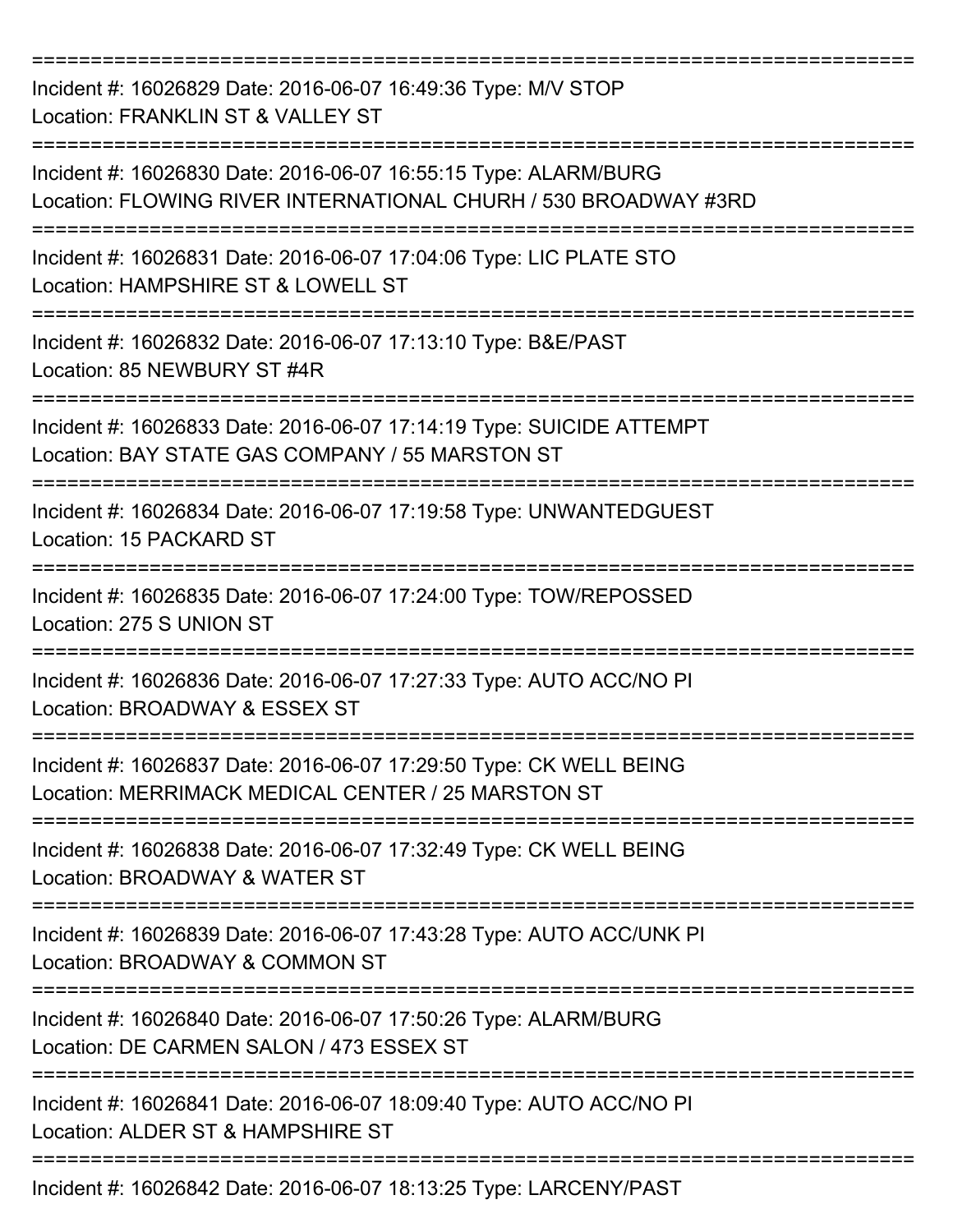===========================================================================

Incident #: 16026829 Date: 2016-06-07 16:49:36 Type: M/V STOP
Location: FRANKLIN ST & VALLEY ST

===========================================================================

Incident #: 16026830 Date: 2016-06-07 16:55:15 Type: ALARM/BURG
Location: FLOWING RIVER INTERNATIONAL CHURH / 530 BROADWAY #3RD

===========================================================================

Incident #: 16026831 Date: 2016-06-07 17:04:06 Type: LIC PLATE STO
Location: HAMPSHIRE ST & LOWELL ST

===========================================================================

Incident #: 16026832 Date: 2016-06-07 17:13:10 Type: B&E/PAST
Location: 85 NEWBURY ST #4R

===========================================================================

Incident #: 16026833 Date: 2016-06-07 17:14:19 Type: SUICIDE ATTEMPT
Location: BAY STATE GAS COMPANY / 55 MARSTON ST

===========================================================================

Incident #: 16026834 Date: 2016-06-07 17:19:58 Type: UNWANTEDGUEST
Location: 15 PACKARD ST

===========================================================================

Incident #: 16026835 Date: 2016-06-07 17:24:00 Type: TOW/REPOSSED
Location: 275 S UNION ST

===========================================================================

Incident #: 16026836 Date: 2016-06-07 17:27:33 Type: AUTO ACC/NO PI
Location: BROADWAY & ESSEX ST

===========================================================================

Incident #: 16026837 Date: 2016-06-07 17:29:50 Type: CK WELL BEING
Location: MERRIMACK MEDICAL CENTER / 25 MARSTON ST

===========================================================================

Incident #: 16026838 Date: 2016-06-07 17:32:49 Type: CK WELL BEING
Location: BROADWAY & WATER ST

===========================================================================

Incident #: 16026839 Date: 2016-06-07 17:43:28 Type: AUTO ACC/UNK PI
Location: BROADWAY & COMMON ST

===========================================================================

Incident #: 16026840 Date: 2016-06-07 17:50:26 Type: ALARM/BURG
Location: DE CARMEN SALON / 473 ESSEX ST

===========================================================================

Incident #: 16026841 Date: 2016-06-07 18:09:40 Type: AUTO ACC/NO PI
Location: ALDER ST & HAMPSHIRE ST

===========================================================================

Incident #: 16026842 Date: 2016-06-07 18:13:25 Type: LARCENY/PAST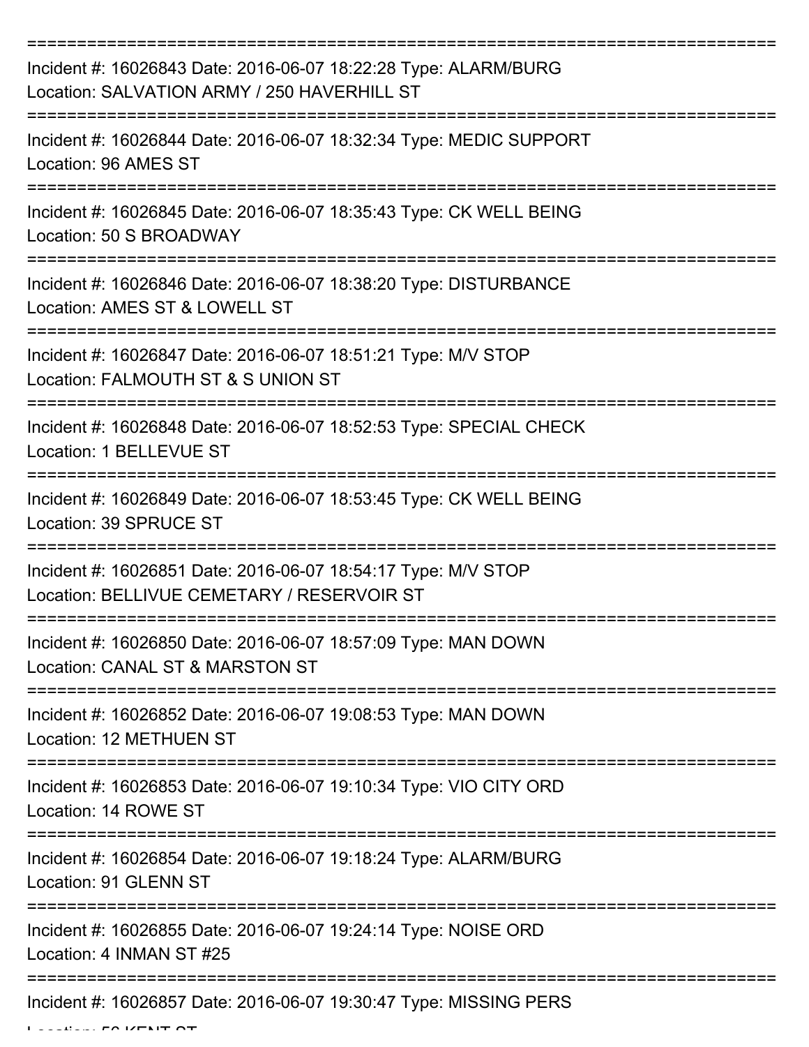Incident #: 16026843 Date: 2016-06-07 18:22:28 Type: ALARM/BURG
Location: SALVATION ARMY / 250 HAVERHILL ST

Incident #: 16026844 Date: 2016-06-07 18:32:34 Type: MEDIC SUPPORT
Location: 96 AMES ST

Incident #: 16026845 Date: 2016-06-07 18:35:43 Type: CK WELL BEING
Location: 50 S BROADWAY

Incident #: 16026846 Date: 2016-06-07 18:38:20 Type: DISTURBANCE
Location: AMES ST & LOWELL ST

Incident #: 16026847 Date: 2016-06-07 18:51:21 Type: M/V STOP
Location: FALMOUTH ST & S UNION ST

Incident #: 16026848 Date: 2016-06-07 18:52:53 Type: SPECIAL CHECK
Location: 1 BELLEVUE ST

Incident #: 16026849 Date: 2016-06-07 18:53:45 Type: CK WELL BEING
Location: 39 SPRUCE ST

Incident #: 16026851 Date: 2016-06-07 18:54:17 Type: M/V STOP
Location: BELLIVUE CEMETARY / RESERVOIR ST

Incident #: 16026850 Date: 2016-06-07 18:57:09 Type: MAN DOWN
Location: CANAL ST & MARSTON ST

Incident #: 16026852 Date: 2016-06-07 19:08:53 Type: MAN DOWN
Location: 12 METHUEN ST

Incident #: 16026853 Date: 2016-06-07 19:10:34 Type: VIO CITY ORD
Location: 14 ROWE ST

Incident #: 16026854 Date: 2016-06-07 19:18:24 Type: ALARM/BURG
Location: 91 GLENN ST

Incident #: 16026855 Date: 2016-06-07 19:24:14 Type: NOISE ORD
Location: 4 INMAN ST #25

Incident #: 16026857 Date: 2016-06-07 19:30:47 Type: MISSING PERS
Location: 56 KENT ST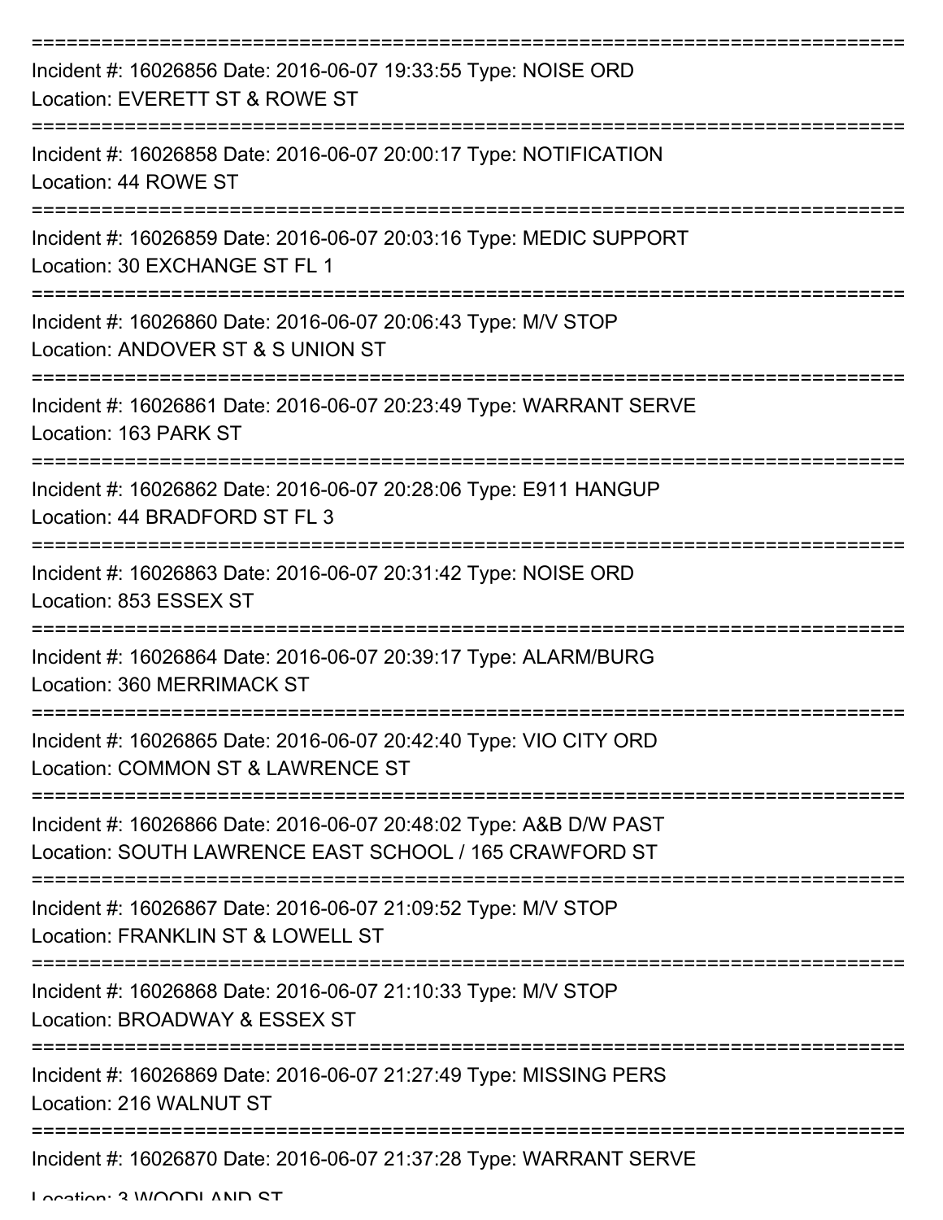===========================================================================

Incident #: 16026856 Date: 2016-06-07 19:33:55 Type: NOISE ORD

Location: EVERETT ST & ROWE ST

===========================================================================

Incident #: 16026858 Date: 2016-06-07 20:00:17 Type: NOTIFICATION

Location: 44 ROWE ST

===========================================================================

Incident #: 16026859 Date: 2016-06-07 20:03:16 Type: MEDIC SUPPORT

Location: 30 EXCHANGE ST FL 1

===========================================================================

Incident #: 16026860 Date: 2016-06-07 20:06:43 Type: M/V STOP

Location: ANDOVER ST & S UNION ST

===========================================================================

Incident #: 16026861 Date: 2016-06-07 20:23:49 Type: WARRANT SERVE

Location: 163 PARK ST

===========================================================================

Incident #: 16026862 Date: 2016-06-07 20:28:06 Type: E911 HANGUP

Location: 44 BRADFORD ST FL 3

===========================================================================

Incident #: 16026863 Date: 2016-06-07 20:31:42 Type: NOISE ORD

Location: 853 ESSEX ST

===========================================================================

Incident #: 16026864 Date: 2016-06-07 20:39:17 Type: ALARM/BURG

Location: 360 MERRIMACK ST

===========================================================================

Incident #: 16026865 Date: 2016-06-07 20:42:40 Type: VIO CITY ORD

Location: COMMON ST & LAWRENCE ST

===========================================================================

Incident #: 16026866 Date: 2016-06-07 20:48:02 Type: A&B D/W PAST

Location: SOUTH LAWRENCE EAST SCHOOL / 165 CRAWFORD ST

===========================================================================

Incident #: 16026867 Date: 2016-06-07 21:09:52 Type: M/V STOP

Location: FRANKLIN ST & LOWELL ST

===========================================================================

Incident #: 16026868 Date: 2016-06-07 21:10:33 Type: M/V STOP

Location: BROADWAY & ESSEX ST

===========================================================================

Incident #: 16026869 Date: 2016-06-07 21:27:49 Type: MISSING PERS

Location: 216 WALNUT ST

===========================================================================

Incident #: 16026870 Date: 2016-06-07 21:37:28 Type: WARRANT SERVE

Location: 3 WOODLAND ST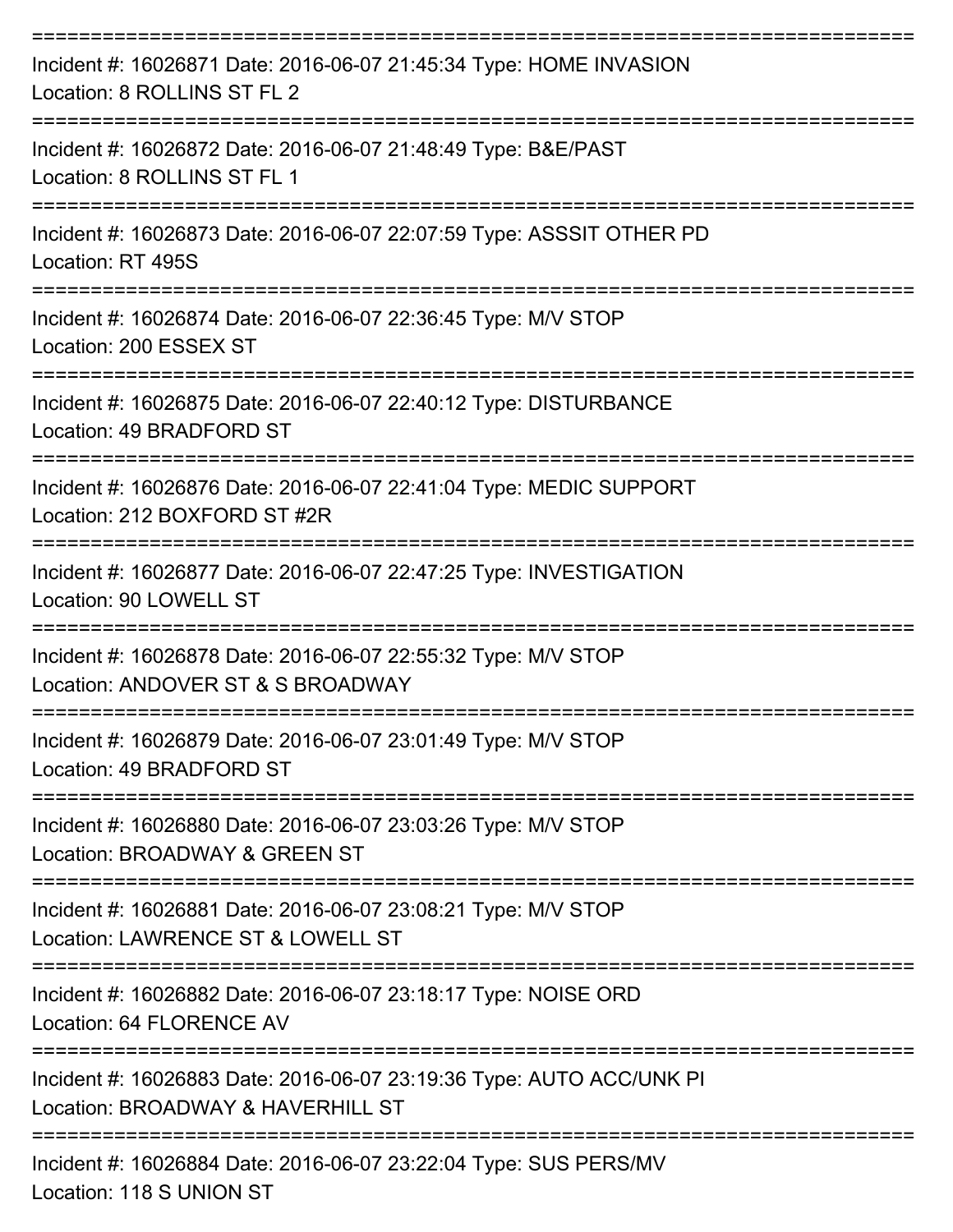===========================================================================
Incident #: 16026871 Date: 2016-06-07 21:45:34 Type: HOME INVASION
Location: 8 ROLLINS ST FL 2
===========================================================================
Incident #: 16026872 Date: 2016-06-07 21:48:49 Type: B&E/PAST
Location: 8 ROLLINS ST FL 1
===========================================================================
Incident #: 16026873 Date: 2016-06-07 22:07:59 Type: ASSSIT OTHER PD
Location: RT 495S
===========================================================================
Incident #: 16026874 Date: 2016-06-07 22:36:45 Type: M/V STOP
Location: 200 ESSEX ST
===========================================================================
Incident #: 16026875 Date: 2016-06-07 22:40:12 Type: DISTURBANCE
Location: 49 BRADFORD ST
===========================================================================
Incident #: 16026876 Date: 2016-06-07 22:41:04 Type: MEDIC SUPPORT
Location: 212 BOXFORD ST #2R
===========================================================================
Incident #: 16026877 Date: 2016-06-07 22:47:25 Type: INVESTIGATION
Location: 90 LOWELL ST
===========================================================================
Incident #: 16026878 Date: 2016-06-07 22:55:32 Type: M/V STOP
Location: ANDOVER ST & S BROADWAY
===========================================================================
Incident #: 16026879 Date: 2016-06-07 23:01:49 Type: M/V STOP
Location: 49 BRADFORD ST
===========================================================================
Incident #: 16026880 Date: 2016-06-07 23:03:26 Type: M/V STOP
Location: BROADWAY & GREEN ST
===========================================================================
Incident #: 16026881 Date: 2016-06-07 23:08:21 Type: M/V STOP
Location: LAWRENCE ST & LOWELL ST
===========================================================================
Incident #: 16026882 Date: 2016-06-07 23:18:17 Type: NOISE ORD
Location: 64 FLORENCE AV
===========================================================================
Incident #: 16026883 Date: 2016-06-07 23:19:36 Type: AUTO ACC/UNK PI
Location: BROADWAY & HAVERHILL ST
===========================================================================
Incident #: 16026884 Date: 2016-06-07 23:22:04 Type: SUS PERS/MV
Location: 118 S UNION ST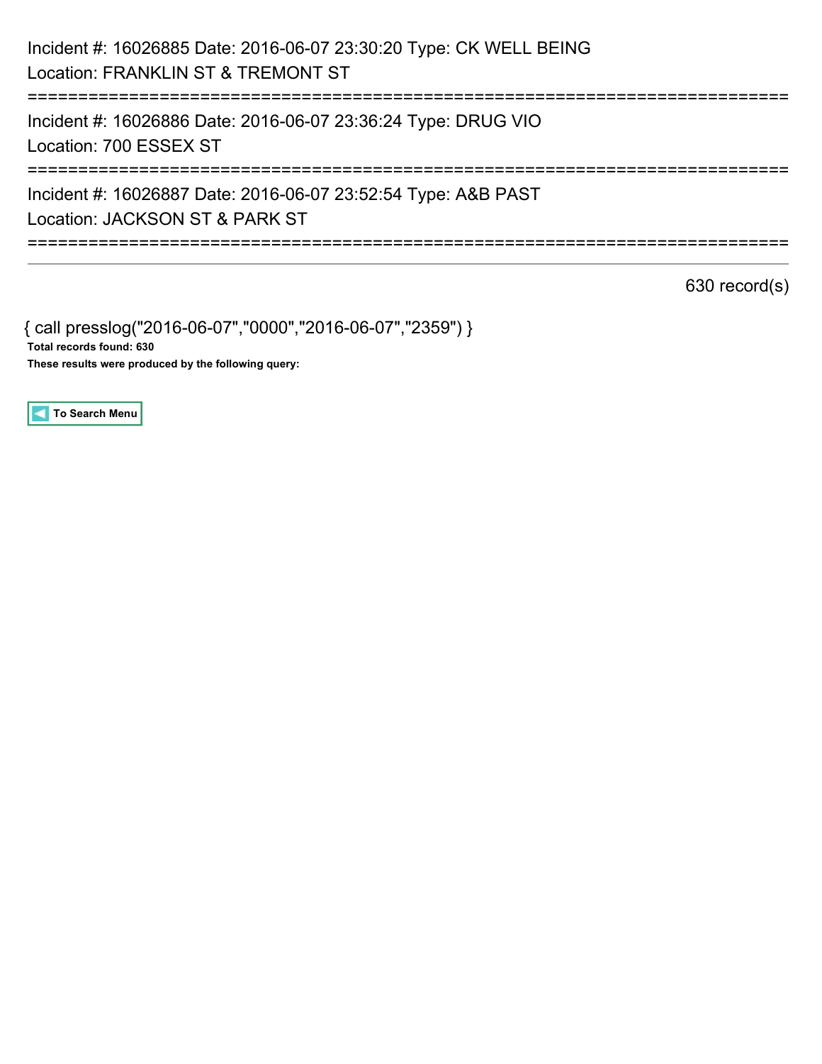Incident #: 16026885 Date: 2016-06-07 23:30:20 Type: CK WELL BEING
Location: FRANKLIN ST & TREMONT ST

===========================================================================

Incident #: 16026886 Date: 2016-06-07 23:36:24 Type: DRUG VIO
Location: 700 ESSEX ST

===========================================================================

Incident #: 16026887 Date: 2016-06-07 23:52:54 Type: A&B PAST
Location: JACKSON ST & PARK ST

===========================================================================

---

630 record(s)

{ call presslog("2016-06-07","0000","2016-06-07","2359") }

**Total records found: 630**

**These results were produced by the following query:**

**To Search Menu**